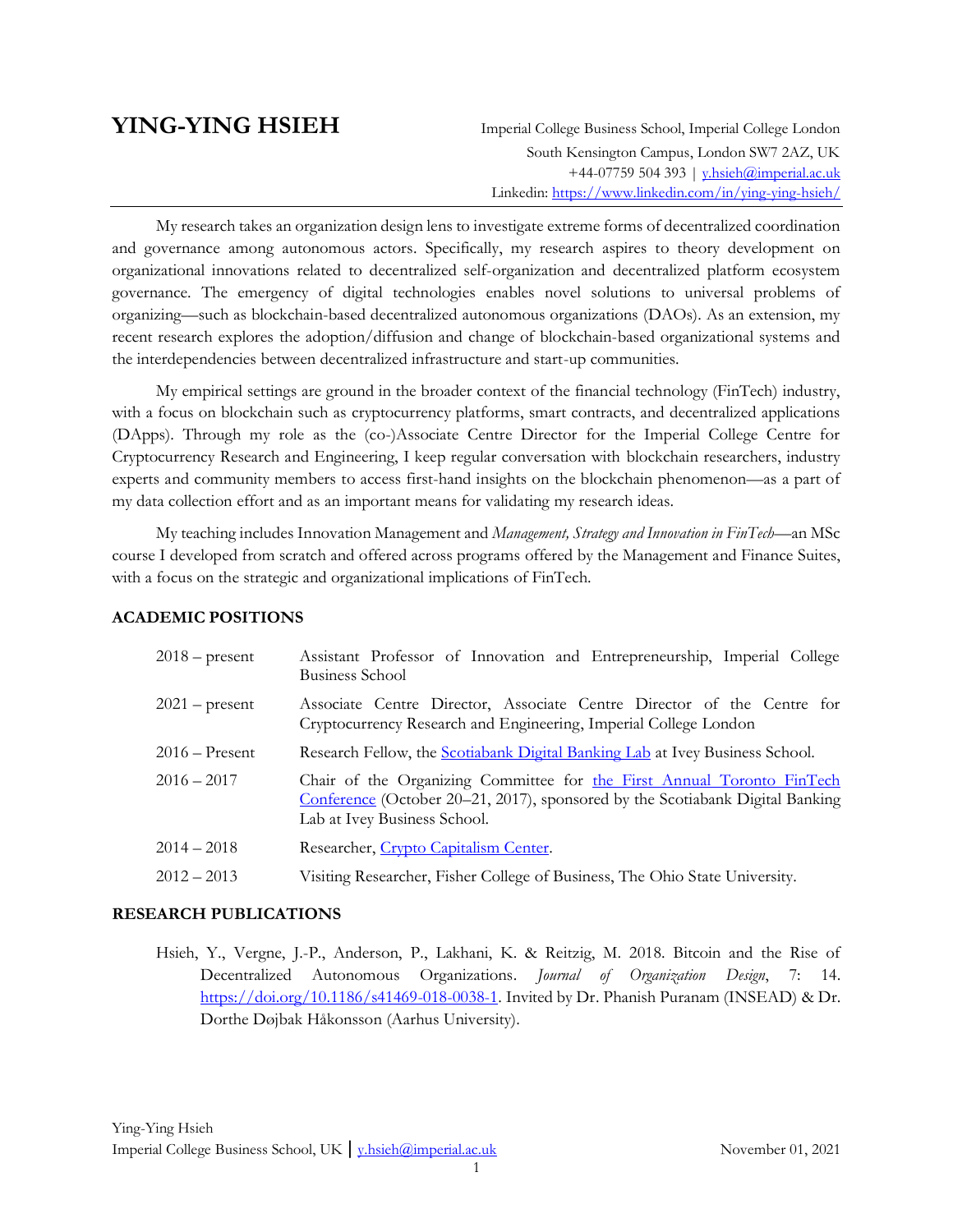# YING-YING HSIEH

Imperial College Business School, Imperial College London
South Kensington Campus, London SW7 2AZ, UK
+44-07759 504 393 | y.hsieh@imperial.ac.uk
Linkedin: https://www.linkedin.com/in/ying-ying-hsieh/

---

My research takes an organization design lens to investigate extreme forms of decentralized coordination and governance among autonomous actors. Specifically, my research aspires to theory development on organizational innovations related to decentralized self-organization and decentralized platform ecosystem governance. The emergency of digital technologies enables novel solutions to universal problems of organizing—such as blockchain-based decentralized autonomous organizations (DAOs). As an extension, my recent research explores the adoption/diffusion and change of blockchain-based organizational systems and the interdependencies between decentralized infrastructure and start-up communities.

My empirical settings are ground in the broader context of the financial technology (FinTech) industry, with a focus on blockchain such as cryptocurrency platforms, smart contracts, and decentralized applications (DApps). Through my role as the (co-)Associate Centre Director for the Imperial College Centre for Cryptocurrency Research and Engineering, I keep regular conversation with blockchain researchers, industry experts and community members to access first-hand insights on the blockchain phenomenon—as a part of my data collection effort and as an important means for validating my research ideas.

My teaching includes Innovation Management and *Management, Strategy and Innovation in FinTech*—an MSc course I developed from scratch and offered across programs offered by the Management and Finance Suites, with a focus on the strategic and organizational implications of FinTech.

## ACADEMIC POSITIONS

| | |
|---|---|
| 2018 – present | Assistant Professor of Innovation and Entrepreneurship, Imperial College Business School |
| 2021 – present | Associate Centre Director, Associate Centre Director of the Centre for Cryptocurrency Research and Engineering, Imperial College London |
| 2016 – Present | Research Fellow, the Scotiabank Digital Banking Lab at Ivey Business School. |
| 2016 – 2017 | Chair of the Organizing Committee for the First Annual Toronto FinTech Conference (October 20–21, 2017), sponsored by the Scotiabank Digital Banking Lab at Ivey Business School. |
| 2014 – 2018 | Researcher, Crypto Capitalism Center. |
| 2012 – 2013 | Visiting Researcher, Fisher College of Business, The Ohio State University. |

## RESEARCH PUBLICATIONS

Hsieh, Y., Vergne, J.-P., Anderson, P., Lakhani, K. & Reitzig, M. 2018. Bitcoin and the Rise of Decentralized Autonomous Organizations. *Journal of Organization Design*, 7: 14. https://doi.org/10.1186/s41469-018-0038-1. Invited by Dr. Phanish Puranam (INSEAD) & Dr. Dorthe Døjbak Håkonsson (Aarhus University).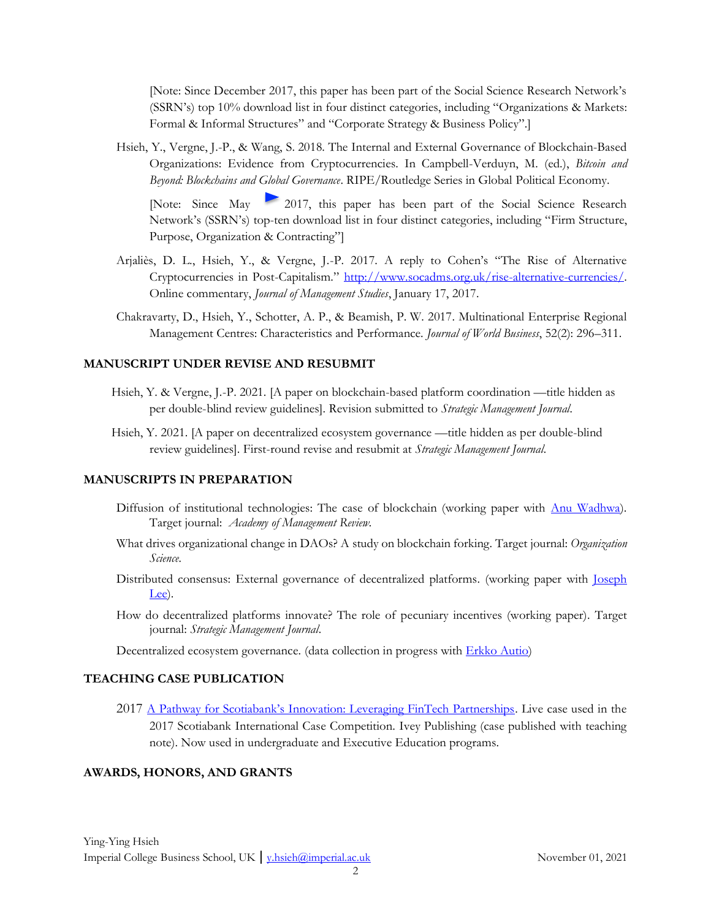[Note: Since December 2017, this paper has been part of the Social Science Research Network's (SSRN's) top 10% download list in four distinct categories, including "Organizations & Markets: Formal & Informal Structures" and "Corporate Strategy & Business Policy".]

Hsieh, Y., Vergne, J.-P., & Wang, S. 2018. The Internal and External Governance of Blockchain-Based Organizations: Evidence from Cryptocurrencies. In Campbell-Verduyn, M. (ed.), *Bitcoin and Beyond: Blockchains and Global Governance*. RIPE/Routledge Series in Global Political Economy.

[Note: Since May 2017, this paper has been part of the Social Science Research Network's (SSRN's) top-ten download list in four distinct categories, including "Firm Structure, Purpose, Organization & Contracting"]

Arjaliès, D. L., Hsieh, Y., & Vergne, J.-P. 2017. A reply to Cohen's "The Rise of Alternative Cryptocurrencies in Post-Capitalism." [http://www.socadms.org.uk/rise-alternative-currencies/](http://www.socadms.org.uk/rise-alternative-currencies/). Online commentary, *Journal of Management Studies*, January 17, 2017.

Chakravarty, D., Hsieh, Y., Schotter, A. P., & Beamish, P. W. 2017. Multinational Enterprise Regional Management Centres: Characteristics and Performance. *Journal of World Business*, 52(2): 296–311.

## MANUSCRIPT UNDER REVISE AND RESUBMIT

Hsieh, Y. & Vergne, J.-P. 2021. [A paper on blockchain-based platform coordination —title hidden as per double-blind review guidelines]. Revision submitted to *Strategic Management Journal*.

Hsieh, Y. 2021. [A paper on decentralized ecosystem governance —title hidden as per double-blind review guidelines]. First-round revise and resubmit at *Strategic Management Journal*.

## MANUSCRIPTS IN PREPARATION

Diffusion of institutional technologies: The case of blockchain (working paper with Anu Wadhwa). Target journal: *Academy of Management Review*.

What drives organizational change in DAOs? A study on blockchain forking. Target journal: *Organization Science*.

Distributed consensus: External governance of decentralized platforms. (working paper with Joseph Lee).

How do decentralized platforms innovate? The role of pecuniary incentives (working paper). Target journal: *Strategic Management Journal*.

Decentralized ecosystem governance. (data collection in progress with Erkko Autio)

## TEACHING CASE PUBLICATION

2017 A Pathway for Scotiabank's Innovation: Leveraging FinTech Partnerships. Live case used in the 2017 Scotiabank International Case Competition. Ivey Publishing (case published with teaching note). Now used in undergraduate and Executive Education programs.

## AWARDS, HONORS, AND GRANTS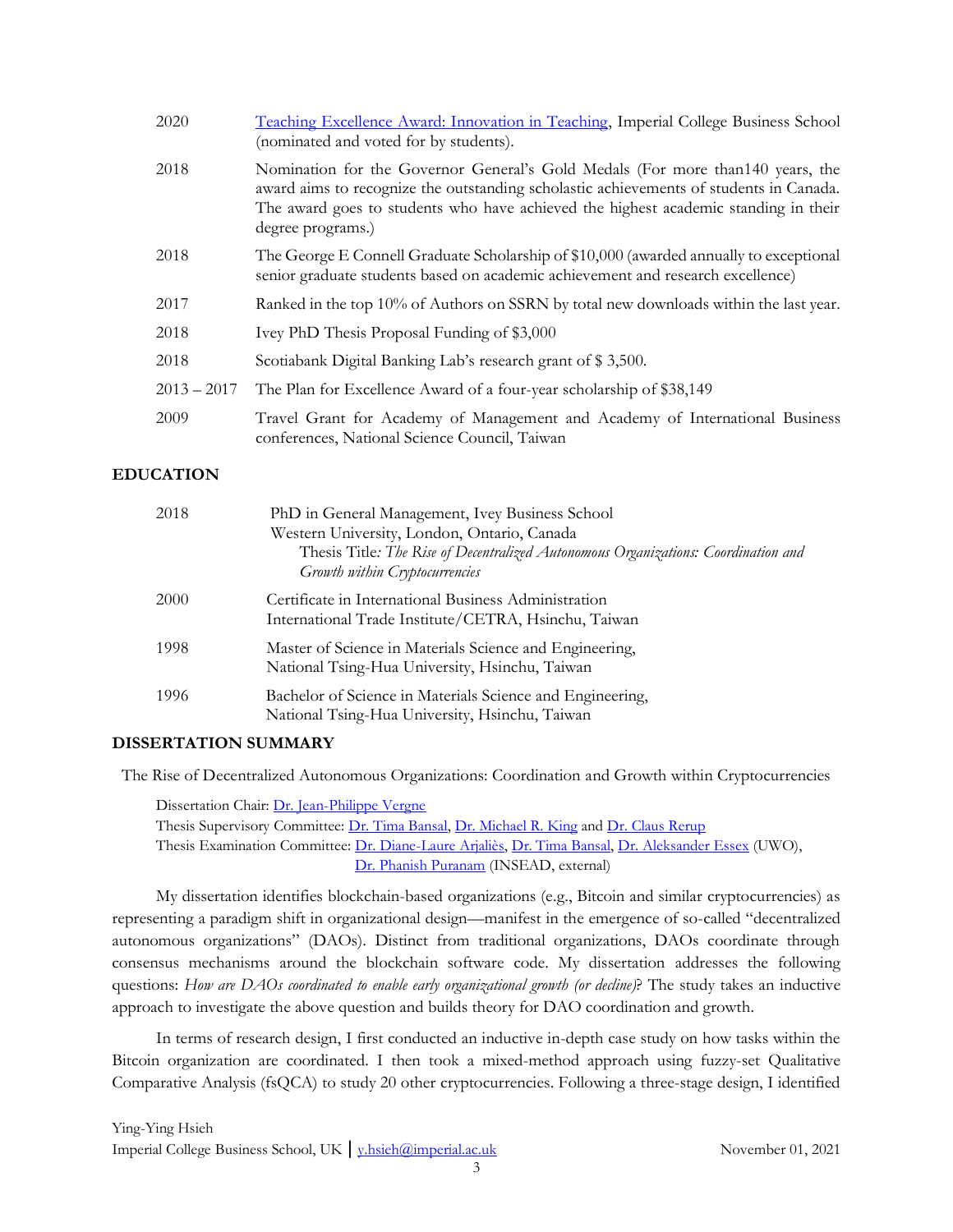| | |
|---|---|
| 2020 | [Teaching Excellence Award: Innovation in Teaching](), Imperial College Business School (nominated and voted for by students). |
| 2018 | Nomination for the Governor General's Gold Medals (For more than140 years, the award aims to recognize the outstanding scholastic achievements of students in Canada. The award goes to students who have achieved the highest academic standing in their degree programs.) |
| 2018 | The George E Connell Graduate Scholarship of $10,000 (awarded annually to exceptional senior graduate students based on academic achievement and research excellence) |
| 2017 | Ranked in the top 10% of Authors on SSRN by total new downloads within the last year. |
| 2018 | Ivey PhD Thesis Proposal Funding of $3,000 |
| 2018 | Scotiabank Digital Banking Lab's research grant of $ 3,500. |
| 2013 – 2017 | The Plan for Excellence Award of a four-year scholarship of $38,149 |
| 2009 | Travel Grant for Academy of Management and Academy of International Business conferences, National Science Council, Taiwan |

## EDUCATION

| | |
|---|---|
| 2018 | PhD in General Management, Ivey Business School<br>Western University, London, Ontario, Canada<br>Thesis Title*: The Rise of Decentralized Autonomous Organizations: Coordination and Growth within Cryptocurrencies* |
| 2000 | Certificate in International Business Administration<br>International Trade Institute/CETRA, Hsinchu, Taiwan |
| 1998 | Master of Science in Materials Science and Engineering,<br>National Tsing-Hua University, Hsinchu, Taiwan |
| 1996 | Bachelor of Science in Materials Science and Engineering,<br>National Tsing-Hua University, Hsinchu, Taiwan |

## DISSERTATION SUMMARY

The Rise of Decentralized Autonomous Organizations: Coordination and Growth within Cryptocurrencies

Dissertation Chair: [Dr. Jean-Philippe Vergne]()
Thesis Supervisory Committee: [Dr. Tima Bansal](), [Dr. Michael R. King]() and [Dr. Claus Rerup]()
Thesis Examination Committee: [Dr. Diane-Laure Arjaliès](), [Dr. Tima Bansal](), [Dr. Aleksander Essex]() (UWO), [Dr. Phanish Puranam]() (INSEAD, external)

My dissertation identifies blockchain-based organizations (e.g., Bitcoin and similar cryptocurrencies) as representing a paradigm shift in organizational design—manifest in the emergence of so-called "decentralized autonomous organizations" (DAOs). Distinct from traditional organizations, DAOs coordinate through consensus mechanisms around the blockchain software code. My dissertation addresses the following questions: *How are DAOs coordinated to enable early organizational growth (or decline)*? The study takes an inductive approach to investigate the above question and builds theory for DAO coordination and growth.

In terms of research design, I first conducted an inductive in-depth case study on how tasks within the Bitcoin organization are coordinated. I then took a mixed-method approach using fuzzy-set Qualitative Comparative Analysis (fsQCA) to study 20 other cryptocurrencies. Following a three-stage design, I identified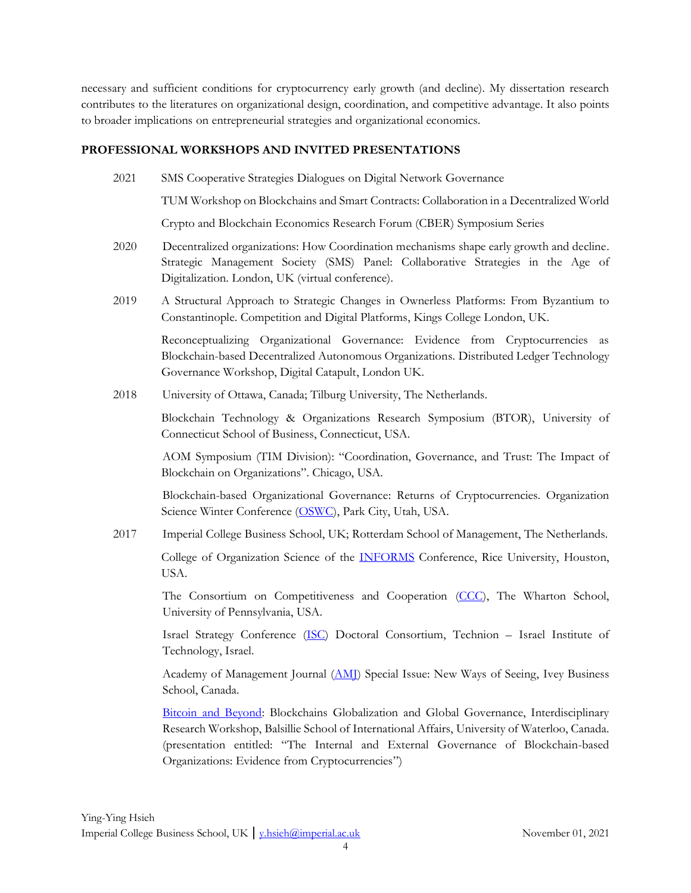necessary and sufficient conditions for cryptocurrency early growth (and decline). My dissertation research contributes to the literatures on organizational design, coordination, and competitive advantage. It also points to broader implications on entrepreneurial strategies and organizational economics.

## PROFESSIONAL WORKSHOPS AND INVITED PRESENTATIONS

**2021**

SMS Cooperative Strategies Dialogues on Digital Network Governance

TUM Workshop on Blockchains and Smart Contracts: Collaboration in a Decentralized World

Crypto and Blockchain Economics Research Forum (CBER) Symposium Series

**2020**

Decentralized organizations: How Coordination mechanisms shape early growth and decline. Strategic Management Society (SMS) Panel: Collaborative Strategies in the Age of Digitalization. London, UK (virtual conference).

**2019**

A Structural Approach to Strategic Changes in Ownerless Platforms: From Byzantium to Constantinople. Competition and Digital Platforms, Kings College London, UK.

Reconceptualizing Organizational Governance: Evidence from Cryptocurrencies as Blockchain-based Decentralized Autonomous Organizations. Distributed Ledger Technology Governance Workshop, Digital Catapult, London UK.

**2018**

University of Ottawa, Canada; Tilburg University, The Netherlands.

Blockchain Technology & Organizations Research Symposium (BTOR), University of Connecticut School of Business, Connecticut, USA.

AOM Symposium (TIM Division): "Coordination, Governance, and Trust: The Impact of Blockchain on Organizations". Chicago, USA.

Blockchain-based Organizational Governance: Returns of Cryptocurrencies. Organization Science Winter Conference (OSWC), Park City, Utah, USA.

**2017**

Imperial College Business School, UK; Rotterdam School of Management, The Netherlands.

College of Organization Science of the INFORMS Conference, Rice University, Houston, USA.

The Consortium on Competitiveness and Cooperation (CCC), The Wharton School, University of Pennsylvania, USA.

Israel Strategy Conference (ISC) Doctoral Consortium, Technion – Israel Institute of Technology, Israel.

Academy of Management Journal (AMJ) Special Issue: New Ways of Seeing, Ivey Business School, Canada.

Bitcoin and Beyond: Blockchains Globalization and Global Governance, Interdisciplinary Research Workshop, Balsillie School of International Affairs, University of Waterloo, Canada. (presentation entitled: "The Internal and External Governance of Blockchain-based Organizations: Evidence from Cryptocurrencies")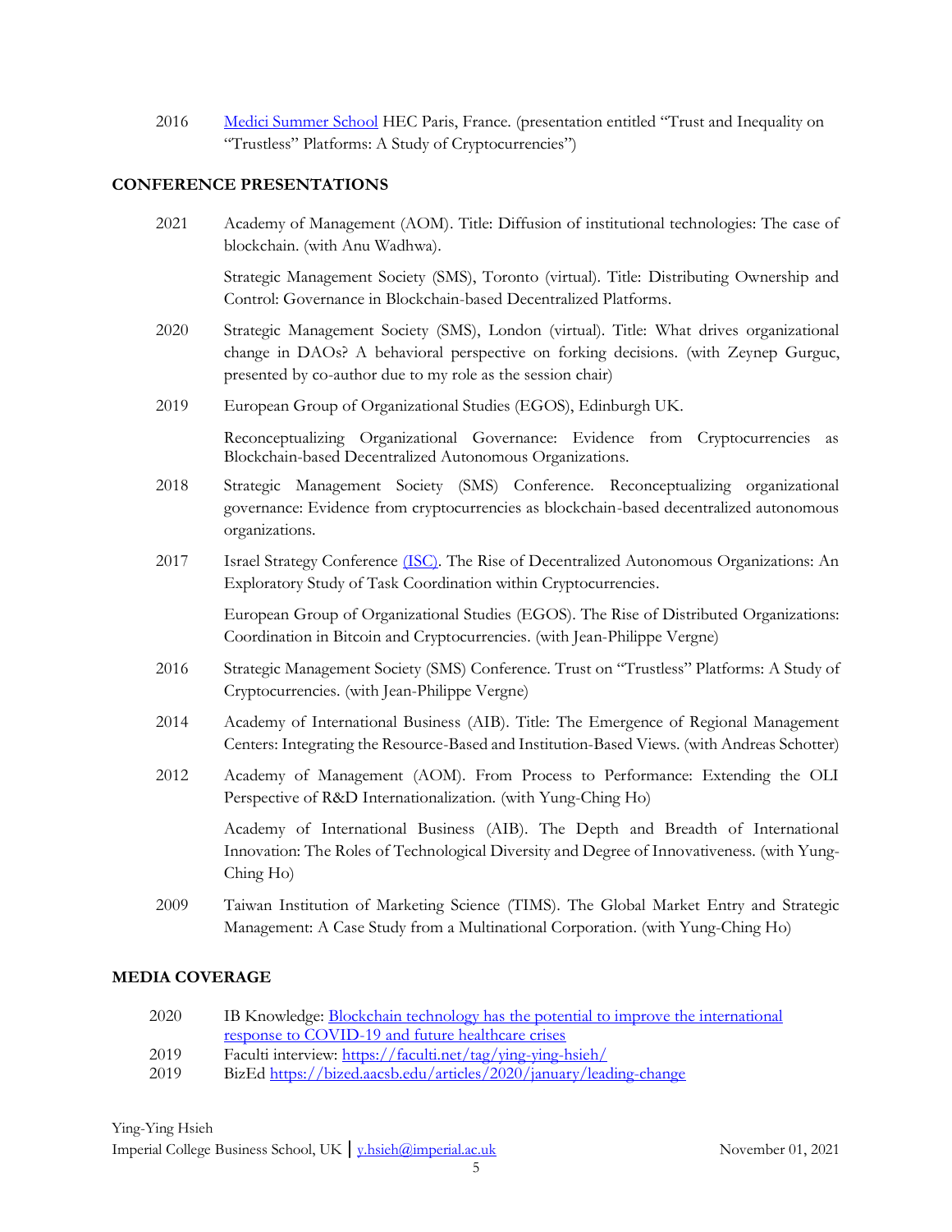2016 [Medici Summer School](#) HEC Paris, France. (presentation entitled "Trust and Inequality on "Trustless" Platforms: A Study of Cryptocurrencies")

## CONFERENCE PRESENTATIONS

2021 Academy of Management (AOM). Title: Diffusion of institutional technologies: The case of blockchain. (with Anu Wadhwa).

Strategic Management Society (SMS), Toronto (virtual). Title: Distributing Ownership and Control: Governance in Blockchain-based Decentralized Platforms.

2020 Strategic Management Society (SMS), London (virtual). Title: What drives organizational change in DAOs? A behavioral perspective on forking decisions. (with Zeynep Gurguc, presented by co-author due to my role as the session chair)

2019 European Group of Organizational Studies (EGOS), Edinburgh UK.

Reconceptualizing Organizational Governance: Evidence from Cryptocurrencies as Blockchain-based Decentralized Autonomous Organizations.

2018 Strategic Management Society (SMS) Conference. Reconceptualizing organizational governance: Evidence from cryptocurrencies as blockchain-based decentralized autonomous organizations.

2017 Israel Strategy Conference [(ISC)](#). The Rise of Decentralized Autonomous Organizations: An Exploratory Study of Task Coordination within Cryptocurrencies.

European Group of Organizational Studies (EGOS). The Rise of Distributed Organizations: Coordination in Bitcoin and Cryptocurrencies. (with Jean-Philippe Vergne)

2016 Strategic Management Society (SMS) Conference. Trust on "Trustless" Platforms: A Study of Cryptocurrencies. (with Jean-Philippe Vergne)

2014 Academy of International Business (AIB). Title: The Emergence of Regional Management Centers: Integrating the Resource-Based and Institution-Based Views. (with Andreas Schotter)

2012 Academy of Management (AOM). From Process to Performance: Extending the OLI Perspective of R&D Internationalization. (with Yung-Ching Ho)

Academy of International Business (AIB). The Depth and Breadth of International Innovation: The Roles of Technological Diversity and Degree of Innovativeness. (with Yung-Ching Ho)

2009 Taiwan Institution of Marketing Science (TIMS). The Global Market Entry and Strategic Management: A Case Study from a Multinational Corporation. (with Yung-Ching Ho)

## MEDIA COVERAGE

2020 IB Knowledge: [Blockchain technology has the potential to improve the international response to COVID-19 and future healthcare crises](#)

2019 Faculti interview: https://faculti.net/tag/ying-ying-hsieh/

2019 BizEd https://bized.aacsb.edu/articles/2020/january/leading-change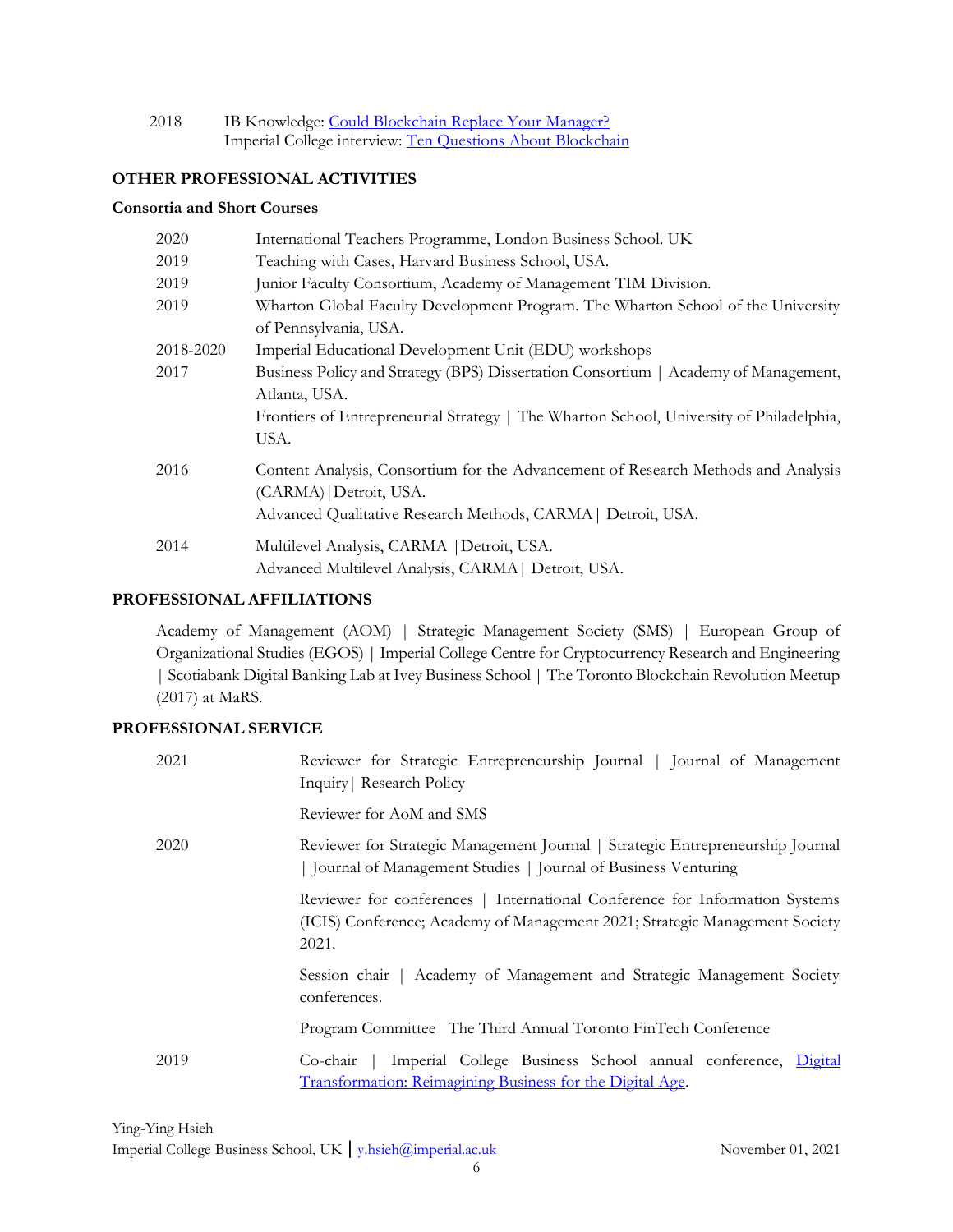2018 IB Knowledge: [Could Blockchain Replace Your Manager?](#)
Imperial College interview: [Ten Questions About Blockchain](#)

## OTHER PROFESSIONAL ACTIVITIES

### Consortia and Short Courses

| | |
|---|---|
| 2020 | International Teachers Programme, London Business School. UK |
| 2019 | Teaching with Cases, Harvard Business School, USA. |
| 2019 | Junior Faculty Consortium, Academy of Management TIM Division. |
| 2019 | Wharton Global Faculty Development Program. The Wharton School of the University of Pennsylvania, USA. |
| 2018-2020 | Imperial Educational Development Unit (EDU) workshops |
| 2017 | Business Policy and Strategy (BPS) Dissertation Consortium \| Academy of Management, Atlanta, USA. |
| | Frontiers of Entrepreneurial Strategy \| The Wharton School, University of Philadelphia, USA. |
| 2016 | Content Analysis, Consortium for the Advancement of Research Methods and Analysis (CARMA)\|Detroit, USA. |
| | Advanced Qualitative Research Methods, CARMA\| Detroit, USA. |
| 2014 | Multilevel Analysis, CARMA \|Detroit, USA. |
| | Advanced Multilevel Analysis, CARMA\| Detroit, USA. |

## PROFESSIONAL AFFILIATIONS

Academy of Management (AOM) | Strategic Management Society (SMS) | European Group of Organizational Studies (EGOS) | Imperial College Centre for Cryptocurrency Research and Engineering | Scotiabank Digital Banking Lab at Ivey Business School | The Toronto Blockchain Revolution Meetup (2017) at MaRS.

## PROFESSIONAL SERVICE

| | |
|---|---|
| 2021 | Reviewer for Strategic Entrepreneurship Journal \| Journal of Management Inquiry\| Research Policy |
| | Reviewer for AoM and SMS |
| 2020 | Reviewer for Strategic Management Journal \| Strategic Entrepreneurship Journal \| Journal of Management Studies \| Journal of Business Venturing |
| | Reviewer for conferences \| International Conference for Information Systems (ICIS) Conference; Academy of Management 2021; Strategic Management Society 2021. |
| | Session chair \| Academy of Management and Strategic Management Society conferences. |
| | Program Committee\| The Third Annual Toronto FinTech Conference |
| 2019 | Co-chair \| Imperial College Business School annual conference, [Digital Transformation: Reimagining Business for the Digital Age](#). |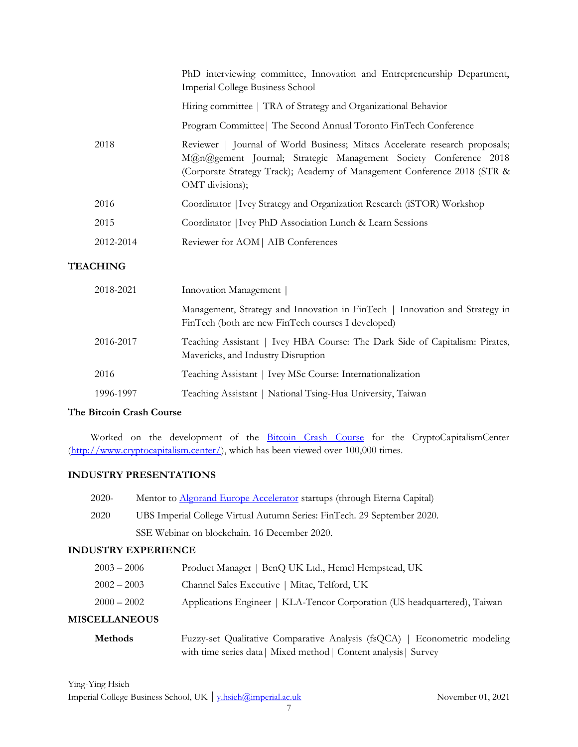| | |
|---|---|
| | PhD interviewing committee, Innovation and Entrepreneurship Department, Imperial College Business School |
| | Hiring committee \| TRA of Strategy and Organizational Behavior |
| | Program Committee\| The Second Annual Toronto FinTech Conference |
| 2018 | Reviewer \| Journal of World Business; Mitacs Accelerate research proposals; M@n@gement Journal; Strategic Management Society Conference 2018 (Corporate Strategy Track); Academy of Management Conference 2018 (STR & OMT divisions); |
| 2016 | Coordinator \|Ivey Strategy and Organization Research (iSTOR) Workshop |
| 2015 | Coordinator \|Ivey PhD Association Lunch & Learn Sessions |
| 2012-2014 | Reviewer for AOM\| AIB Conferences |

## TEACHING

| | |
|---|---|
| 2018-2021 | Innovation Management \| |
| | Management, Strategy and Innovation in FinTech \| Innovation and Strategy in FinTech (both are new FinTech courses I developed) |
| 2016-2017 | Teaching Assistant \| Ivey HBA Course: The Dark Side of Capitalism: Pirates, Mavericks, and Industry Disruption |
| 2016 | Teaching Assistant \| Ivey MSc Course: Internationalization |
| 1996-1997 | Teaching Assistant \| National Tsing-Hua University, Taiwan |

### The Bitcoin Crash Course

Worked on the development of the Bitcoin Crash Course for the CryptoCapitalismCenter (http://www.cryptocapitalism.center/), which has been viewed over 100,000 times.

## INDUSTRY PRESENTATIONS

| | |
|---|---|
| 2020- | Mentor to Algorand Europe Accelerator startups (through Eterna Capital) |
| 2020 | UBS Imperial College Virtual Autumn Series: FinTech. 29 September 2020. |
| | SSE Webinar on blockchain. 16 December 2020. |

## INDUSTRY EXPERIENCE

| | |
|---|---|
| 2003 – 2006 | Product Manager \| BenQ UK Ltd., Hemel Hempstead, UK |
| 2002 – 2003 | Channel Sales Executive \| Mitac, Telford, UK |
| 2000 – 2002 | Applications Engineer \| KLA-Tencor Corporation (US headquartered), Taiwan |

## MISCELLANEOUS

| | |
|---|---|
| **Methods** | Fuzzy-set Qualitative Comparative Analysis (fsQCA) \| Econometric modeling with time series data\| Mixed method\| Content analysis\| Survey |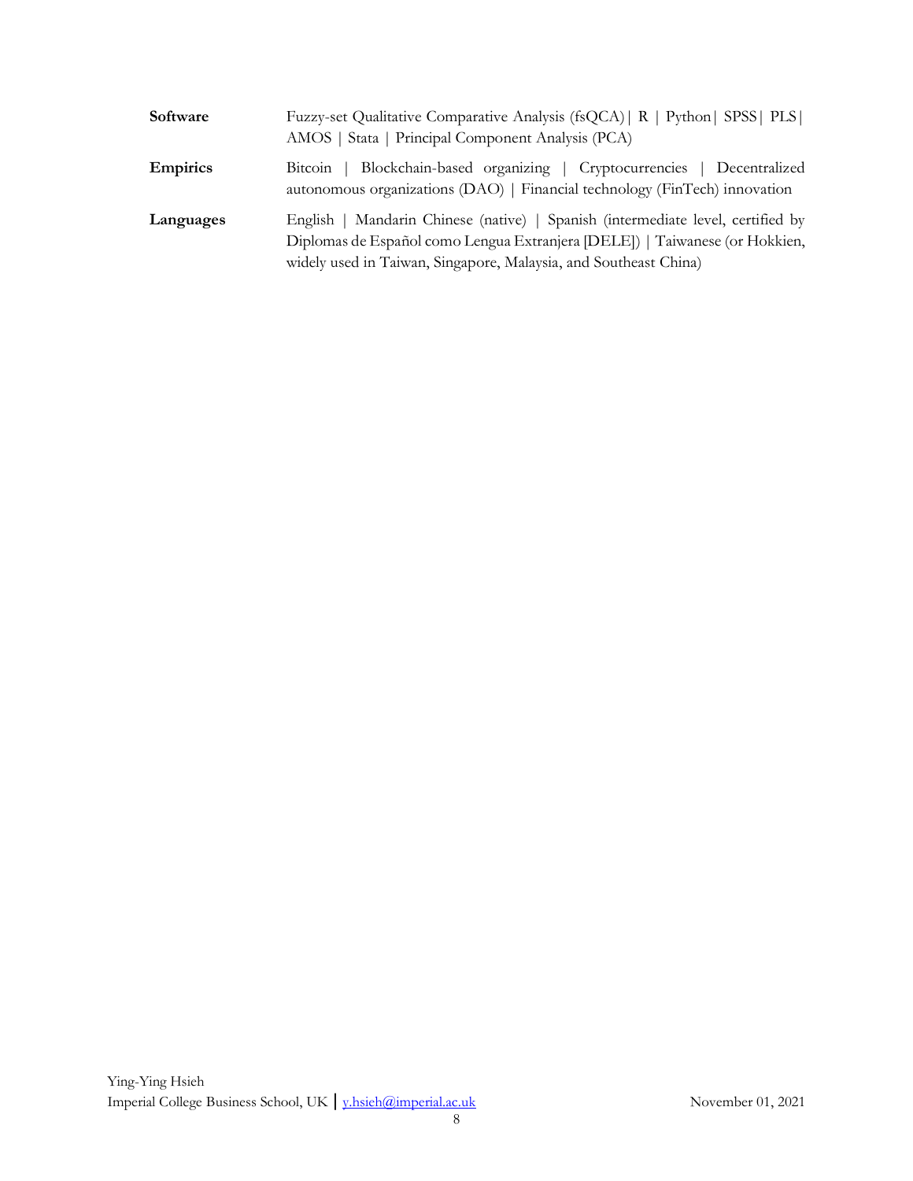**Software** Fuzzy-set Qualitative Comparative Analysis (fsQCA) | R | Python | SPSS | PLS | AMOS | Stata | Principal Component Analysis (PCA)

**Empirics** Bitcoin | Blockchain-based organizing | Cryptocurrencies | Decentralized autonomous organizations (DAO) | Financial technology (FinTech) innovation

**Languages** English | Mandarin Chinese (native) | Spanish (intermediate level, certified by Diplomas de Español como Lengua Extranjera [DELE]) | Taiwanese (or Hokkien, widely used in Taiwan, Singapore, Malaysia, and Southeast China)